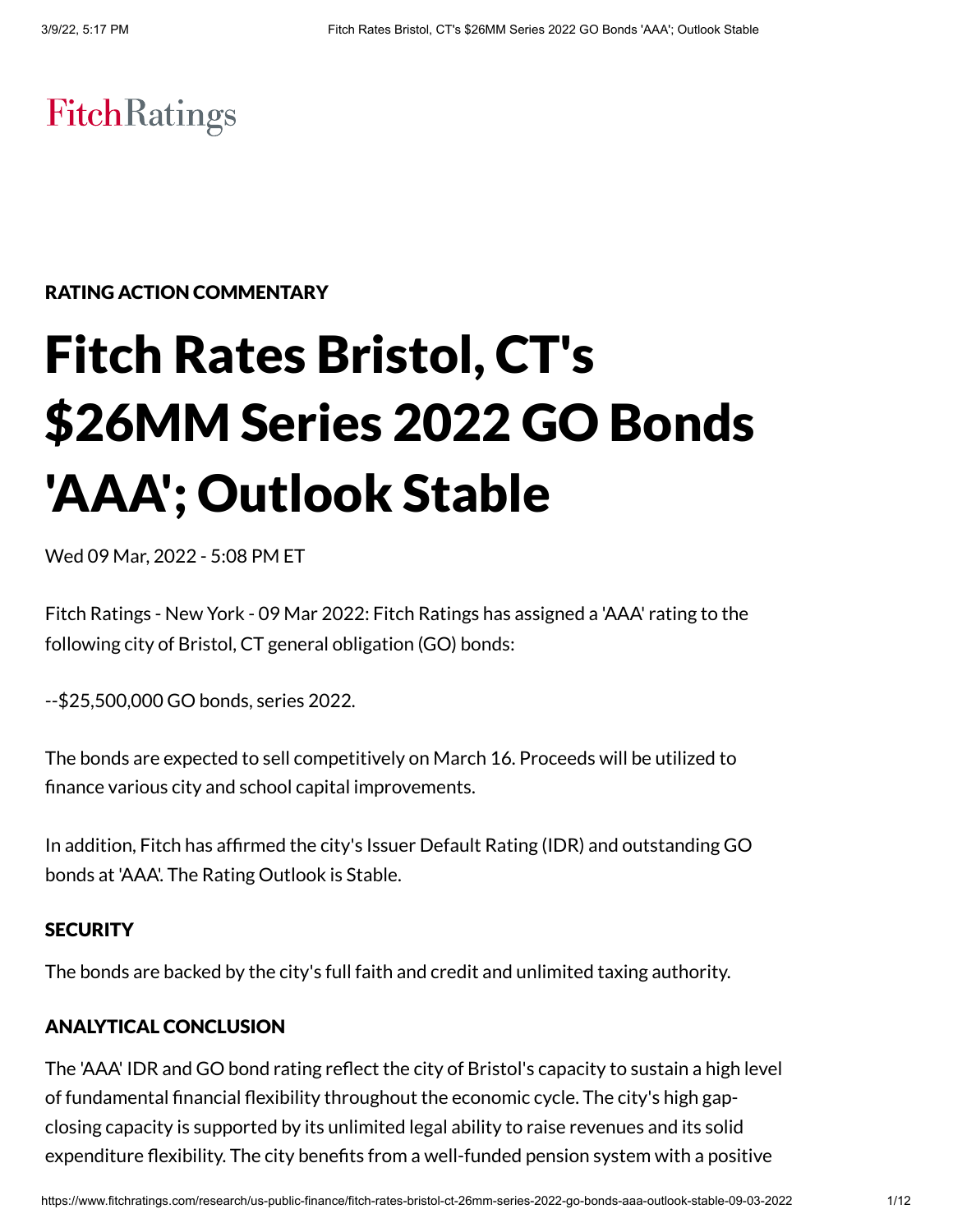FitchRatings

RATING ACTION COMMENTARY

# Fitch Rates Bristol, CT's $26MM Series 2022 GO Bonds 'AAA'; Outlook Stable

Wed 09 Mar, 2022 - 5:08 PM ET

Fitch Ratings - New York - 09 Mar 2022: Fitch Ratings has assigned a 'AAA' rating to the following city of Bristol, CT general obligation (GO) bonds:

--$25,500,000 GO bonds, series 2022.

The bonds are expected to sell competitively on March 16. Proceeds will be utilized to finance various city and school capital improvements.

In addition, Fitch has affirmed the city's Issuer Default Rating (IDR) and outstanding GO bonds at 'AAA'. The Rating Outlook is Stable.

### SECURITY

The bonds are backed by the city's full faith and credit and unlimited taxing authority.

### ANALYTICAL CONCLUSION

The 'AAA' IDR and GO bond rating reflect the city of Bristol's capacity to sustain a high level of fundamental financial flexibility throughout the economic cycle. The city's high gap-closing capacity is supported by its unlimited legal ability to raise revenues and its solid expenditure flexibility. The city benefits from a well-funded pension system with a positive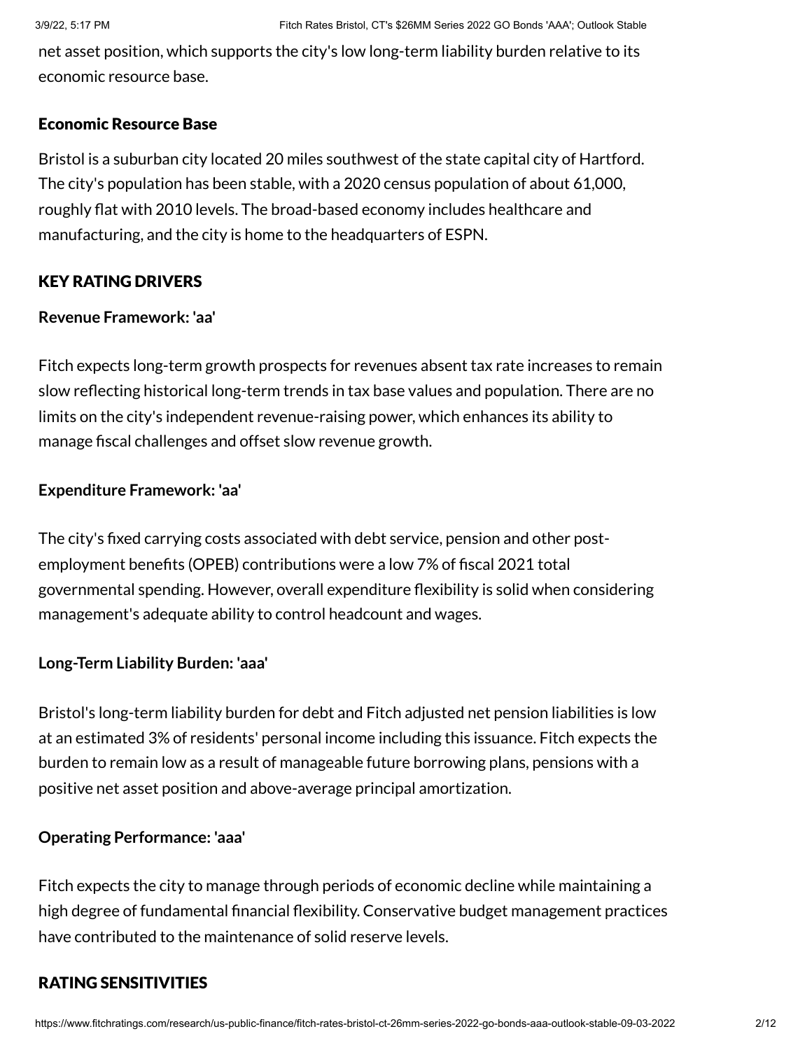net asset position, which supports the city's low long-term liability burden relative to its economic resource base.

### Economic Resource Base

Bristol is a suburban city located 20 miles southwest of the state capital city of Hartford. The city's population has been stable, with a 2020 census population of about 61,000, roughly flat with 2010 levels. The broad-based economy includes healthcare and manufacturing, and the city is home to the headquarters of ESPN.

## KEY RATING DRIVERS

**Revenue Framework: 'aa'**

Fitch expects long-term growth prospects for revenues absent tax rate increases to remain slow reflecting historical long-term trends in tax base values and population. There are no limits on the city's independent revenue-raising power, which enhances its ability to manage fiscal challenges and offset slow revenue growth.

**Expenditure Framework: 'aa'**

The city's fixed carrying costs associated with debt service, pension and other post-employment benefits (OPEB) contributions were a low 7% of fiscal 2021 total governmental spending. However, overall expenditure flexibility is solid when considering management's adequate ability to control headcount and wages.

**Long-Term Liability Burden: 'aaa'**

Bristol's long-term liability burden for debt and Fitch adjusted net pension liabilities is low at an estimated 3% of residents' personal income including this issuance. Fitch expects the burden to remain low as a result of manageable future borrowing plans, pensions with a positive net asset position and above-average principal amortization.

**Operating Performance: 'aaa'**

Fitch expects the city to manage through periods of economic decline while maintaining a high degree of fundamental financial flexibility. Conservative budget management practices have contributed to the maintenance of solid reserve levels.

## RATING SENSITIVITIES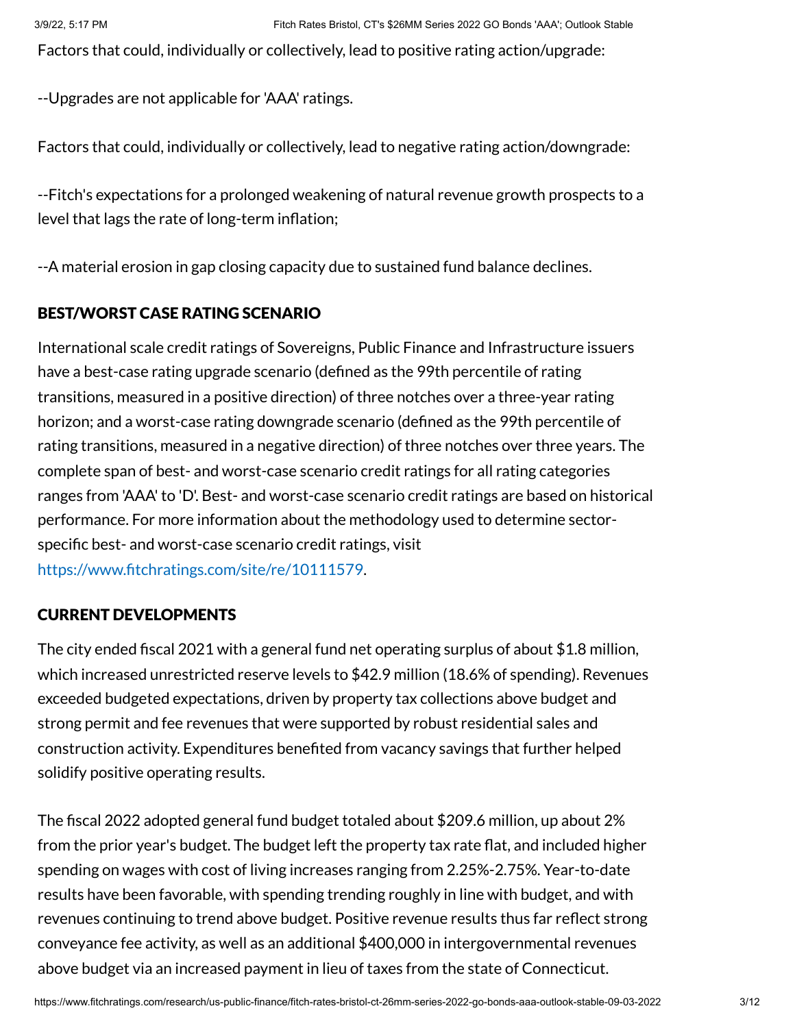Factors that could, individually or collectively, lead to positive rating action/upgrade:

--Upgrades are not applicable for 'AAA' ratings.

Factors that could, individually or collectively, lead to negative rating action/downgrade:

--Fitch's expectations for a prolonged weakening of natural revenue growth prospects to a level that lags the rate of long-term inflation;

--A material erosion in gap closing capacity due to sustained fund balance declines.

## BEST/WORST CASE RATING SCENARIO

International scale credit ratings of Sovereigns, Public Finance and Infrastructure issuers have a best-case rating upgrade scenario (defined as the 99th percentile of rating transitions, measured in a positive direction) of three notches over a three-year rating horizon; and a worst-case rating downgrade scenario (defined as the 99th percentile of rating transitions, measured in a negative direction) of three notches over three years. The complete span of best- and worst-case scenario credit ratings for all rating categories ranges from 'AAA' to 'D'. Best- and worst-case scenario credit ratings are based on historical performance. For more information about the methodology used to determine sector-specific best- and worst-case scenario credit ratings, visit https://www.fitchratings.com/site/re/10111579.

## CURRENT DEVELOPMENTS

The city ended fiscal 2021 with a general fund net operating surplus of about $1.8 million, which increased unrestricted reserve levels to $42.9 million (18.6% of spending). Revenues exceeded budgeted expectations, driven by property tax collections above budget and strong permit and fee revenues that were supported by robust residential sales and construction activity. Expenditures benefited from vacancy savings that further helped solidify positive operating results.

The fiscal 2022 adopted general fund budget totaled about $209.6 million, up about 2% from the prior year's budget. The budget left the property tax rate flat, and included higher spending on wages with cost of living increases ranging from 2.25%-2.75%. Year-to-date results have been favorable, with spending trending roughly in line with budget, and with revenues continuing to trend above budget. Positive revenue results thus far reflect strong conveyance fee activity, as well as an additional $400,000 in intergovernmental revenues above budget via an increased payment in lieu of taxes from the state of Connecticut.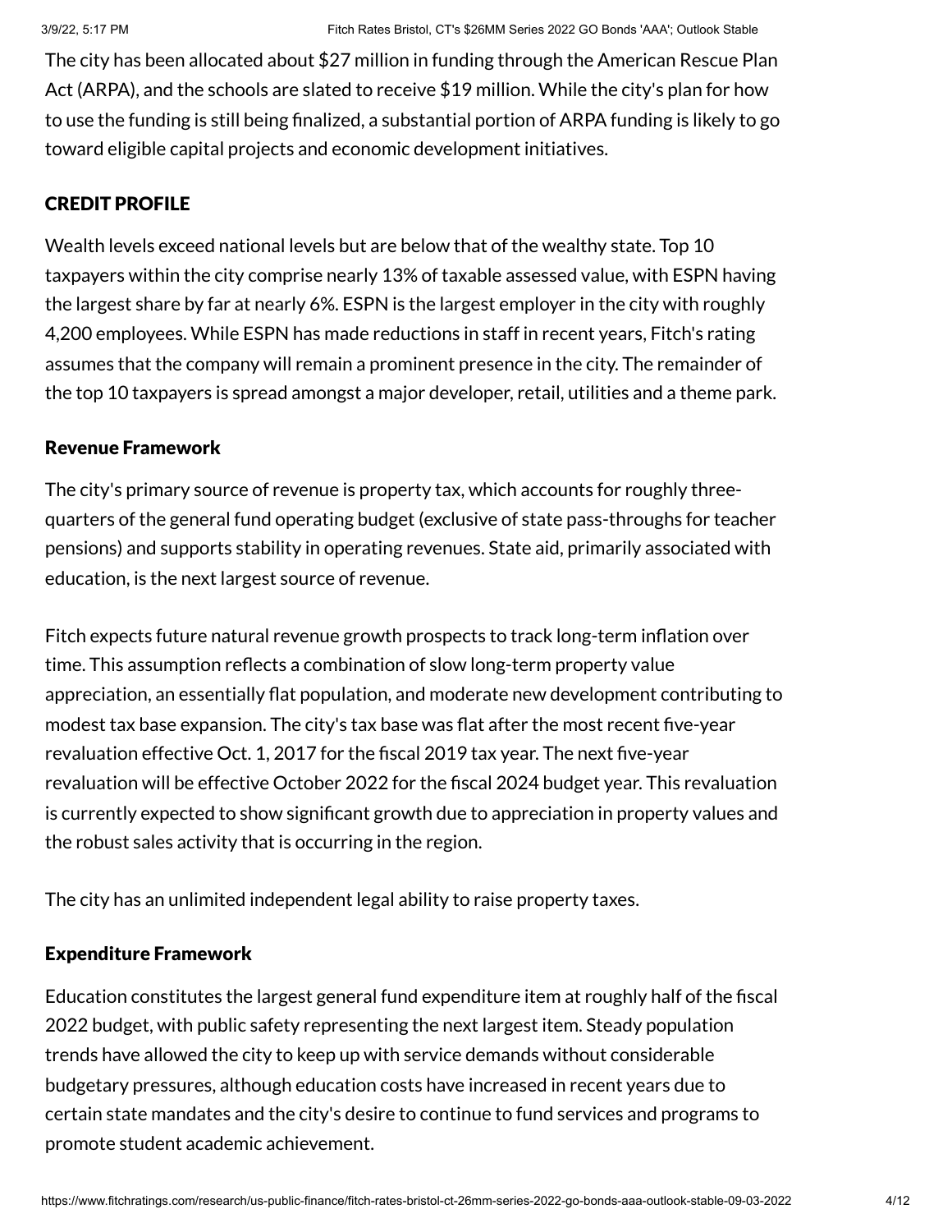The city has been allocated about $27 million in funding through the American Rescue Plan Act (ARPA), and the schools are slated to receive $19 million. While the city's plan for how to use the funding is still being finalized, a substantial portion of ARPA funding is likely to go toward eligible capital projects and economic development initiatives.

## CREDIT PROFILE

Wealth levels exceed national levels but are below that of the wealthy state. Top 10 taxpayers within the city comprise nearly 13% of taxable assessed value, with ESPN having the largest share by far at nearly 6%. ESPN is the largest employer in the city with roughly 4,200 employees. While ESPN has made reductions in staff in recent years, Fitch's rating assumes that the company will remain a prominent presence in the city. The remainder of the top 10 taxpayers is spread amongst a major developer, retail, utilities and a theme park.

### Revenue Framework

The city's primary source of revenue is property tax, which accounts for roughly three-quarters of the general fund operating budget (exclusive of state pass-throughs for teacher pensions) and supports stability in operating revenues. State aid, primarily associated with education, is the next largest source of revenue.

Fitch expects future natural revenue growth prospects to track long-term inflation over time. This assumption reflects a combination of slow long-term property value appreciation, an essentially flat population, and moderate new development contributing to modest tax base expansion. The city's tax base was flat after the most recent five-year revaluation effective Oct. 1, 2017 for the fiscal 2019 tax year. The next five-year revaluation will be effective October 2022 for the fiscal 2024 budget year. This revaluation is currently expected to show significant growth due to appreciation in property values and the robust sales activity that is occurring in the region.

The city has an unlimited independent legal ability to raise property taxes.

### Expenditure Framework

Education constitutes the largest general fund expenditure item at roughly half of the fiscal 2022 budget, with public safety representing the next largest item. Steady population trends have allowed the city to keep up with service demands without considerable budgetary pressures, although education costs have increased in recent years due to certain state mandates and the city's desire to continue to fund services and programs to promote student academic achievement.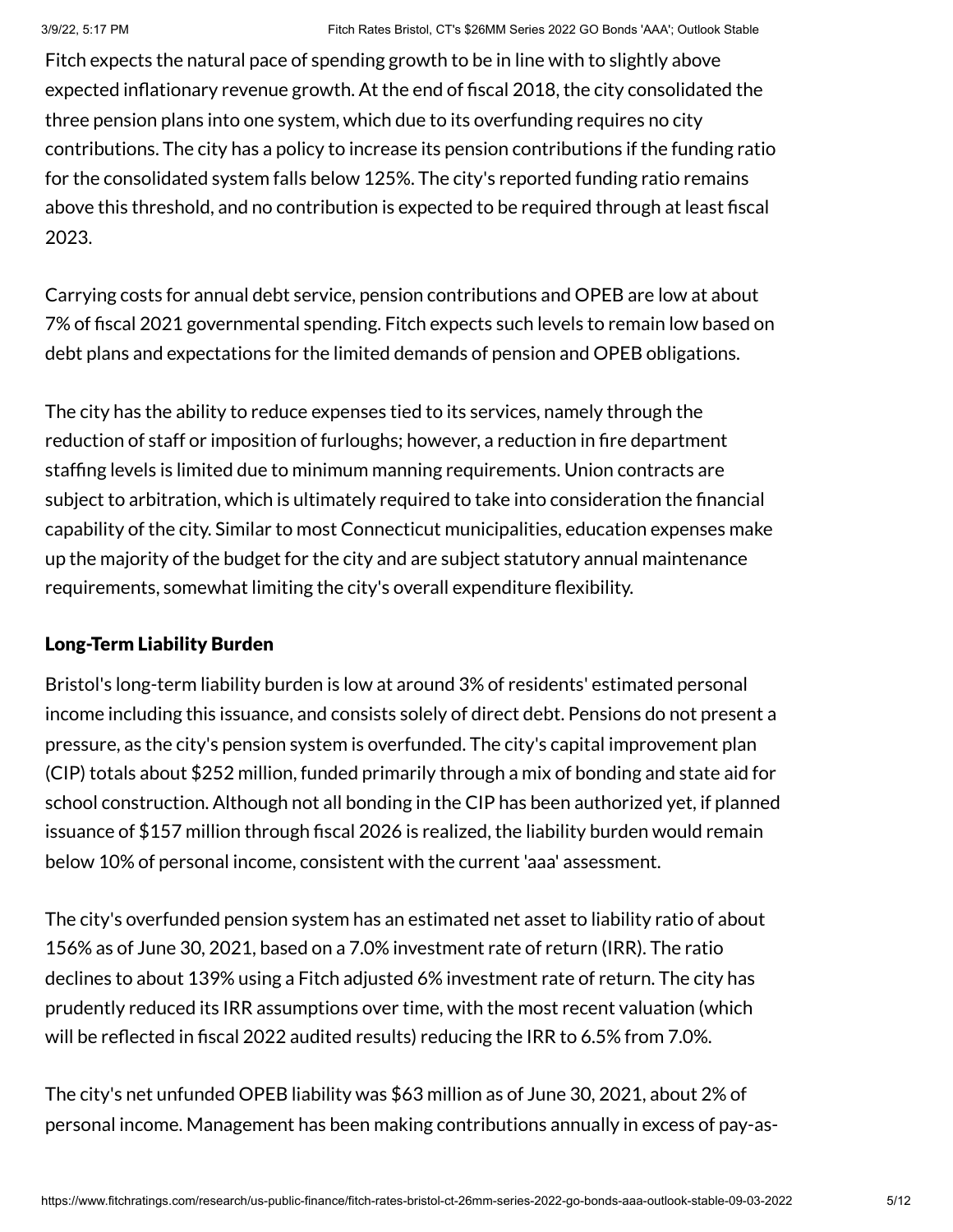Fitch expects the natural pace of spending growth to be in line with to slightly above expected inflationary revenue growth. At the end of fiscal 2018, the city consolidated the three pension plans into one system, which due to its overfunding requires no city contributions. The city has a policy to increase its pension contributions if the funding ratio for the consolidated system falls below 125%. The city's reported funding ratio remains above this threshold, and no contribution is expected to be required through at least fiscal 2023.

Carrying costs for annual debt service, pension contributions and OPEB are low at about 7% of fiscal 2021 governmental spending. Fitch expects such levels to remain low based on debt plans and expectations for the limited demands of pension and OPEB obligations.

The city has the ability to reduce expenses tied to its services, namely through the reduction of staff or imposition of furloughs; however, a reduction in fire department staffing levels is limited due to minimum manning requirements. Union contracts are subject to arbitration, which is ultimately required to take into consideration the financial capability of the city. Similar to most Connecticut municipalities, education expenses make up the majority of the budget for the city and are subject statutory annual maintenance requirements, somewhat limiting the city's overall expenditure flexibility.

### Long-Term Liability Burden

Bristol's long-term liability burden is low at around 3% of residents' estimated personal income including this issuance, and consists solely of direct debt. Pensions do not present a pressure, as the city's pension system is overfunded. The city's capital improvement plan (CIP) totals about $252 million, funded primarily through a mix of bonding and state aid for school construction. Although not all bonding in the CIP has been authorized yet, if planned issuance of $157 million through fiscal 2026 is realized, the liability burden would remain below 10% of personal income, consistent with the current 'aaa' assessment.

The city's overfunded pension system has an estimated net asset to liability ratio of about 156% as of June 30, 2021, based on a 7.0% investment rate of return (IRR). The ratio declines to about 139% using a Fitch adjusted 6% investment rate of return. The city has prudently reduced its IRR assumptions over time, with the most recent valuation (which will be reflected in fiscal 2022 audited results) reducing the IRR to 6.5% from 7.0%.

The city's net unfunded OPEB liability was $63 million as of June 30, 2021, about 2% of personal income. Management has been making contributions annually in excess of pay-as-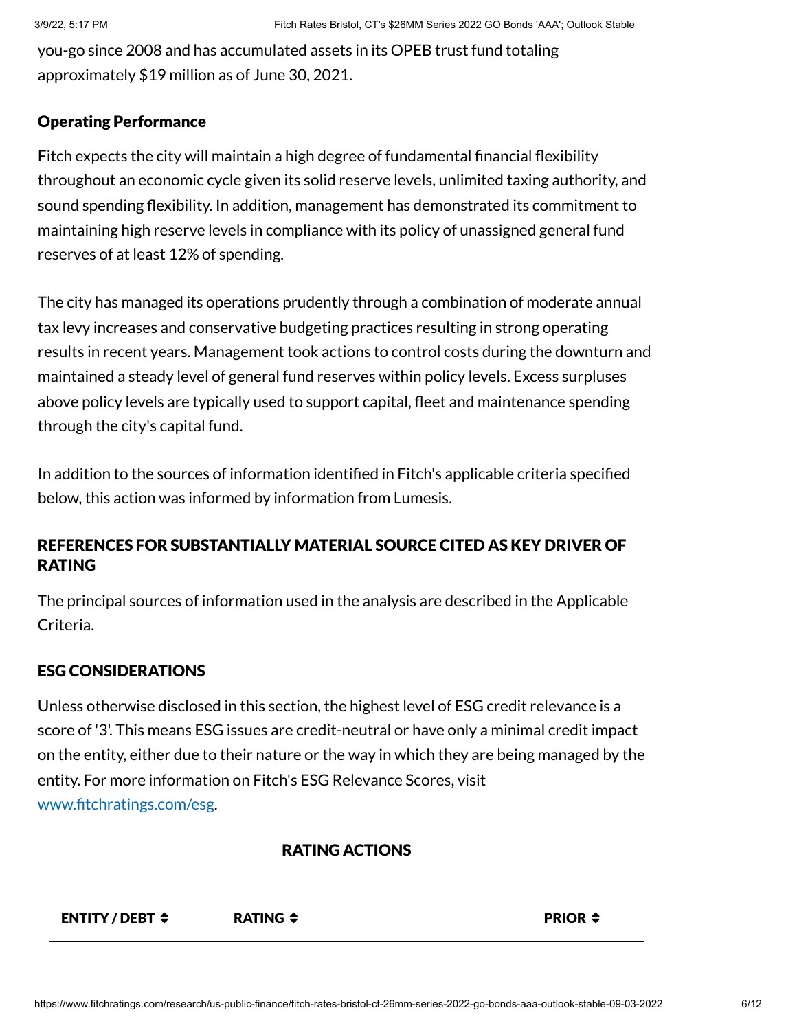you-go since 2008 and has accumulated assets in its OPEB trust fund totaling approximately $19 million as of June 30, 2021.

### Operating Performance

Fitch expects the city will maintain a high degree of fundamental financial flexibility throughout an economic cycle given its solid reserve levels, unlimited taxing authority, and sound spending flexibility. In addition, management has demonstrated its commitment to maintaining high reserve levels in compliance with its policy of unassigned general fund reserves of at least 12% of spending.

The city has managed its operations prudently through a combination of moderate annual tax levy increases and conservative budgeting practices resulting in strong operating results in recent years. Management took actions to control costs during the downturn and maintained a steady level of general fund reserves within policy levels. Excess surpluses above policy levels are typically used to support capital, fleet and maintenance spending through the city's capital fund.

In addition to the sources of information identified in Fitch's applicable criteria specified below, this action was informed by information from Lumesis.

### REFERENCES FOR SUBSTANTIALLY MATERIAL SOURCE CITED AS KEY DRIVER OF RATING

The principal sources of information used in the analysis are described in the Applicable Criteria.

### ESG CONSIDERATIONS

Unless otherwise disclosed in this section, the highest level of ESG credit relevance is a score of '3'. This means ESG issues are credit-neutral or have only a minimal credit impact on the entity, either due to their nature or the way in which they are being managed by the entity. For more information on Fitch's ESG Relevance Scores, visit www.fitchratings.com/esg.

### RATING ACTIONS

| ENTITY / DEBT | RATING | PRIOR |
| --- | --- | --- |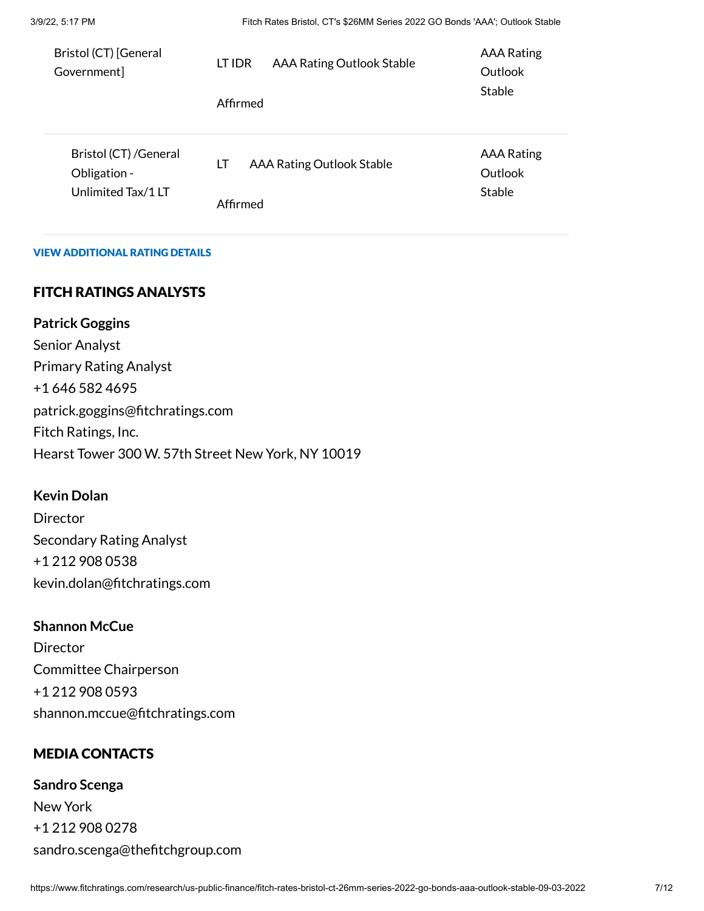| | | |
|---|---|---|
| Bristol (CT) [General Government] | LT IDR AAA Rating Outlook Stable<br><br>Affirmed | AAA Rating Outlook Stable |
| Bristol (CT) /General Obligation - Unlimited Tax/1 LT | LT AAA Rating Outlook Stable<br><br>Affirmed | AAA Rating Outlook Stable |

**VIEW ADDITIONAL RATING DETAILS**

## FITCH RATINGS ANALYSTS

**Patrick Goggins**
Senior Analyst
Primary Rating Analyst
+1 646 582 4695
patrick.goggins@fitchratings.com
Fitch Ratings, Inc.
Hearst Tower 300 W. 57th Street New York, NY 10019

**Kevin Dolan**
Director
Secondary Rating Analyst
+1 212 908 0538
kevin.dolan@fitchratings.com

**Shannon McCue**
Director
Committee Chairperson
+1 212 908 0593
shannon.mccue@fitchratings.com

## MEDIA CONTACTS

**Sandro Scenga**
New York
+1 212 908 0278
sandro.scenga@thefitchgroup.com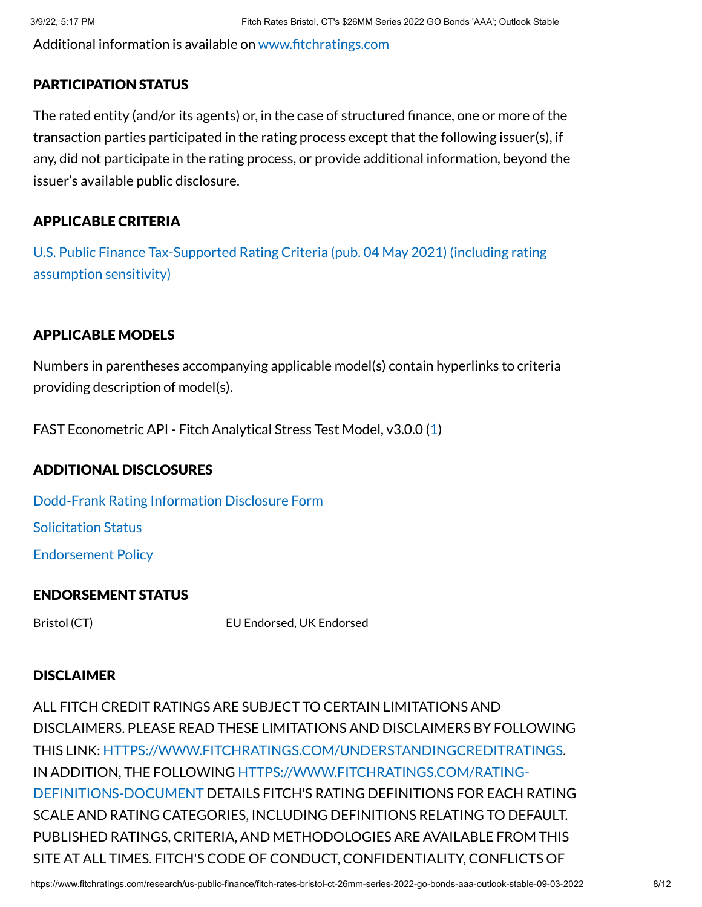Additional information is available on www.fitchratings.com

## PARTICIPATION STATUS

The rated entity (and/or its agents) or, in the case of structured finance, one or more of the transaction parties participated in the rating process except that the following issuer(s), if any, did not participate in the rating process, or provide additional information, beyond the issuer's available public disclosure.

## APPLICABLE CRITERIA

U.S. Public Finance Tax-Supported Rating Criteria (pub. 04 May 2021) (including rating assumption sensitivity)

## APPLICABLE MODELS

Numbers in parentheses accompanying applicable model(s) contain hyperlinks to criteria providing description of model(s).

FAST Econometric API - Fitch Analytical Stress Test Model, v3.0.0 (1)

## ADDITIONAL DISCLOSURES

Dodd-Frank Rating Information Disclosure Form

Solicitation Status

Endorsement Policy

## ENDORSEMENT STATUS

| | |
|---|---|
| Bristol (CT) | EU Endorsed, UK Endorsed |

## DISCLAIMER

ALL FITCH CREDIT RATINGS ARE SUBJECT TO CERTAIN LIMITATIONS AND DISCLAIMERS. PLEASE READ THESE LIMITATIONS AND DISCLAIMERS BY FOLLOWING THIS LINK: HTTPS://WWW.FITCHRATINGS.COM/UNDERSTANDINGCREDITRATINGS. IN ADDITION, THE FOLLOWING HTTPS://WWW.FITCHRATINGS.COM/RATING-DEFINITIONS-DOCUMENT DETAILS FITCH'S RATING DEFINITIONS FOR EACH RATING SCALE AND RATING CATEGORIES, INCLUDING DEFINITIONS RELATING TO DEFAULT. PUBLISHED RATINGS, CRITERIA, AND METHODOLOGIES ARE AVAILABLE FROM THIS SITE AT ALL TIMES. FITCH'S CODE OF CONDUCT, CONFIDENTIALITY, CONFLICTS OF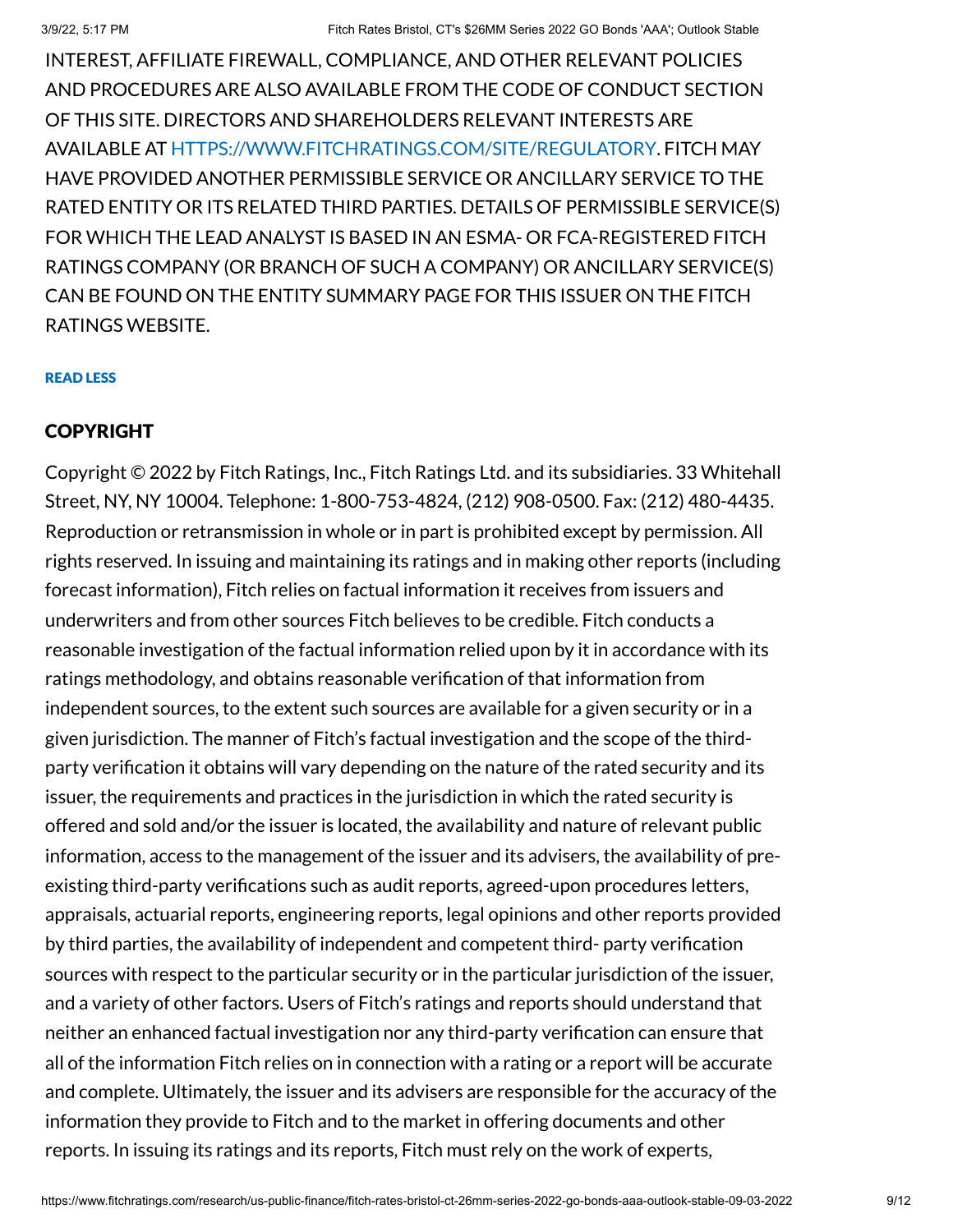INTEREST, AFFILIATE FIREWALL, COMPLIANCE, AND OTHER RELEVANT POLICIES AND PROCEDURES ARE ALSO AVAILABLE FROM THE CODE OF CONDUCT SECTION OF THIS SITE. DIRECTORS AND SHAREHOLDERS RELEVANT INTERESTS ARE AVAILABLE AT HTTPS://WWW.FITCHRATINGS.COM/SITE/REGULATORY. FITCH MAY HAVE PROVIDED ANOTHER PERMISSIBLE SERVICE OR ANCILLARY SERVICE TO THE RATED ENTITY OR ITS RELATED THIRD PARTIES. DETAILS OF PERMISSIBLE SERVICE(S) FOR WHICH THE LEAD ANALYST IS BASED IN AN ESMA- OR FCA-REGISTERED FITCH RATINGS COMPANY (OR BRANCH OF SUCH A COMPANY) OR ANCILLARY SERVICE(S) CAN BE FOUND ON THE ENTITY SUMMARY PAGE FOR THIS ISSUER ON THE FITCH RATINGS WEBSITE.

READ LESS

## COPYRIGHT

Copyright © 2022 by Fitch Ratings, Inc., Fitch Ratings Ltd. and its subsidiaries. 33 Whitehall Street, NY, NY 10004. Telephone: 1-800-753-4824, (212) 908-0500. Fax: (212) 480-4435. Reproduction or retransmission in whole or in part is prohibited except by permission. All rights reserved. In issuing and maintaining its ratings and in making other reports (including forecast information), Fitch relies on factual information it receives from issuers and underwriters and from other sources Fitch believes to be credible. Fitch conducts a reasonable investigation of the factual information relied upon by it in accordance with its ratings methodology, and obtains reasonable verification of that information from independent sources, to the extent such sources are available for a given security or in a given jurisdiction. The manner of Fitch's factual investigation and the scope of the third-party verification it obtains will vary depending on the nature of the rated security and its issuer, the requirements and practices in the jurisdiction in which the rated security is offered and sold and/or the issuer is located, the availability and nature of relevant public information, access to the management of the issuer and its advisers, the availability of pre-existing third-party verifications such as audit reports, agreed-upon procedures letters, appraisals, actuarial reports, engineering reports, legal opinions and other reports provided by third parties, the availability of independent and competent third- party verification sources with respect to the particular security or in the particular jurisdiction of the issuer, and a variety of other factors. Users of Fitch's ratings and reports should understand that neither an enhanced factual investigation nor any third-party verification can ensure that all of the information Fitch relies on in connection with a rating or a report will be accurate and complete. Ultimately, the issuer and its advisers are responsible for the accuracy of the information they provide to Fitch and to the market in offering documents and other reports. In issuing its ratings and its reports, Fitch must rely on the work of experts,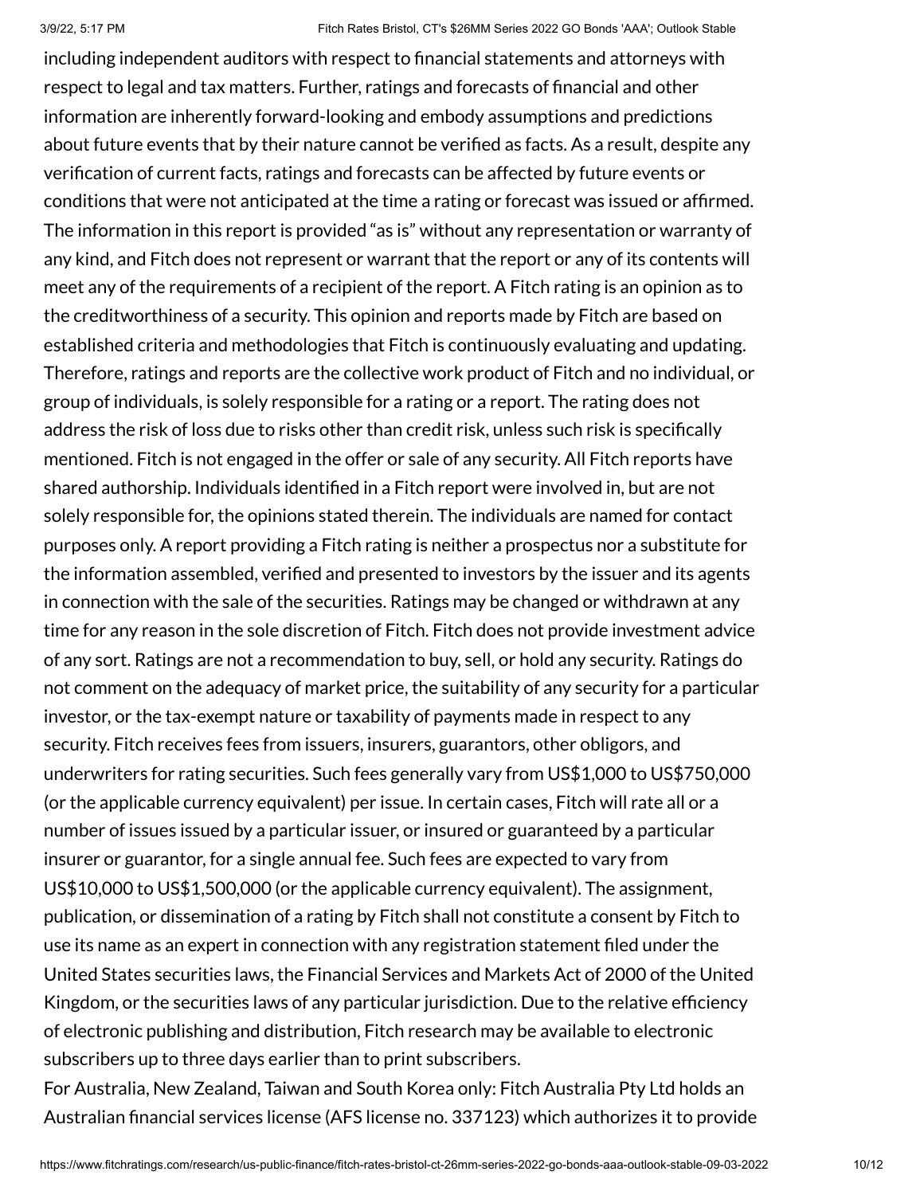including independent auditors with respect to financial statements and attorneys with respect to legal and tax matters. Further, ratings and forecasts of financial and other information are inherently forward-looking and embody assumptions and predictions about future events that by their nature cannot be verified as facts. As a result, despite any verification of current facts, ratings and forecasts can be affected by future events or conditions that were not anticipated at the time a rating or forecast was issued or affirmed. The information in this report is provided "as is" without any representation or warranty of any kind, and Fitch does not represent or warrant that the report or any of its contents will meet any of the requirements of a recipient of the report. A Fitch rating is an opinion as to the creditworthiness of a security. This opinion and reports made by Fitch are based on established criteria and methodologies that Fitch is continuously evaluating and updating. Therefore, ratings and reports are the collective work product of Fitch and no individual, or group of individuals, is solely responsible for a rating or a report. The rating does not address the risk of loss due to risks other than credit risk, unless such risk is specifically mentioned. Fitch is not engaged in the offer or sale of any security. All Fitch reports have shared authorship. Individuals identified in a Fitch report were involved in, but are not solely responsible for, the opinions stated therein. The individuals are named for contact purposes only. A report providing a Fitch rating is neither a prospectus nor a substitute for the information assembled, verified and presented to investors by the issuer and its agents in connection with the sale of the securities. Ratings may be changed or withdrawn at any time for any reason in the sole discretion of Fitch. Fitch does not provide investment advice of any sort. Ratings are not a recommendation to buy, sell, or hold any security. Ratings do not comment on the adequacy of market price, the suitability of any security for a particular investor, or the tax-exempt nature or taxability of payments made in respect to any security. Fitch receives fees from issuers, insurers, guarantors, other obligors, and underwriters for rating securities. Such fees generally vary from US$1,000 to US$750,000 (or the applicable currency equivalent) per issue. In certain cases, Fitch will rate all or a number of issues issued by a particular issuer, or insured or guaranteed by a particular insurer or guarantor, for a single annual fee. Such fees are expected to vary from US$10,000 to US$1,500,000 (or the applicable currency equivalent). The assignment, publication, or dissemination of a rating by Fitch shall not constitute a consent by Fitch to use its name as an expert in connection with any registration statement filed under the United States securities laws, the Financial Services and Markets Act of 2000 of the United Kingdom, or the securities laws of any particular jurisdiction. Due to the relative efficiency of electronic publishing and distribution, Fitch research may be available to electronic subscribers up to three days earlier than to print subscribers.

For Australia, New Zealand, Taiwan and South Korea only: Fitch Australia Pty Ltd holds an Australian financial services license (AFS license no. 337123) which authorizes it to provide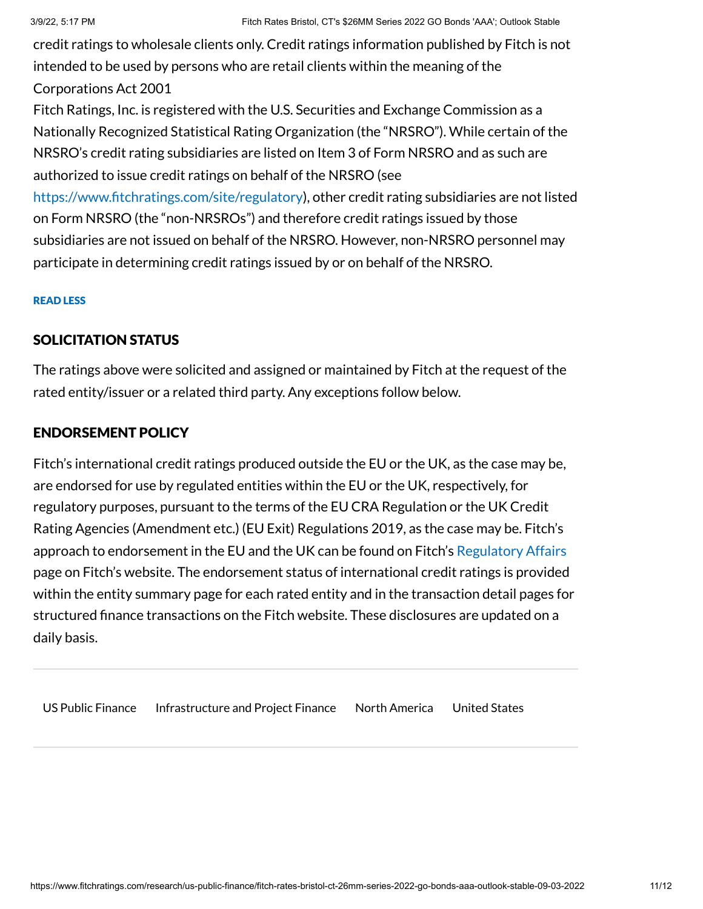credit ratings to wholesale clients only. Credit ratings information published by Fitch is not intended to be used by persons who are retail clients within the meaning of the Corporations Act 2001

Fitch Ratings, Inc. is registered with the U.S. Securities and Exchange Commission as a Nationally Recognized Statistical Rating Organization (the "NRSRO"). While certain of the NRSRO's credit rating subsidiaries are listed on Item 3 of Form NRSRO and as such are authorized to issue credit ratings on behalf of the NRSRO (see https://www.fitchratings.com/site/regulatory), other credit rating subsidiaries are not listed on Form NRSRO (the "non-NRSROs") and therefore credit ratings issued by those subsidiaries are not issued on behalf of the NRSRO. However, non-NRSRO personnel may participate in determining credit ratings issued by or on behalf of the NRSRO.

READ LESS

## SOLICITATION STATUS

The ratings above were solicited and assigned or maintained by Fitch at the request of the rated entity/issuer or a related third party. Any exceptions follow below.

## ENDORSEMENT POLICY

Fitch's international credit ratings produced outside the EU or the UK, as the case may be, are endorsed for use by regulated entities within the EU or the UK, respectively, for regulatory purposes, pursuant to the terms of the EU CRA Regulation or the UK Credit Rating Agencies (Amendment etc.) (EU Exit) Regulations 2019, as the case may be. Fitch's approach to endorsement in the EU and the UK can be found on Fitch's Regulatory Affairs page on Fitch's website. The endorsement status of international credit ratings is provided within the entity summary page for each rated entity and in the transaction detail pages for structured finance transactions on the Fitch website. These disclosures are updated on a daily basis.

US Public Finance   Infrastructure and Project Finance   North America   United States